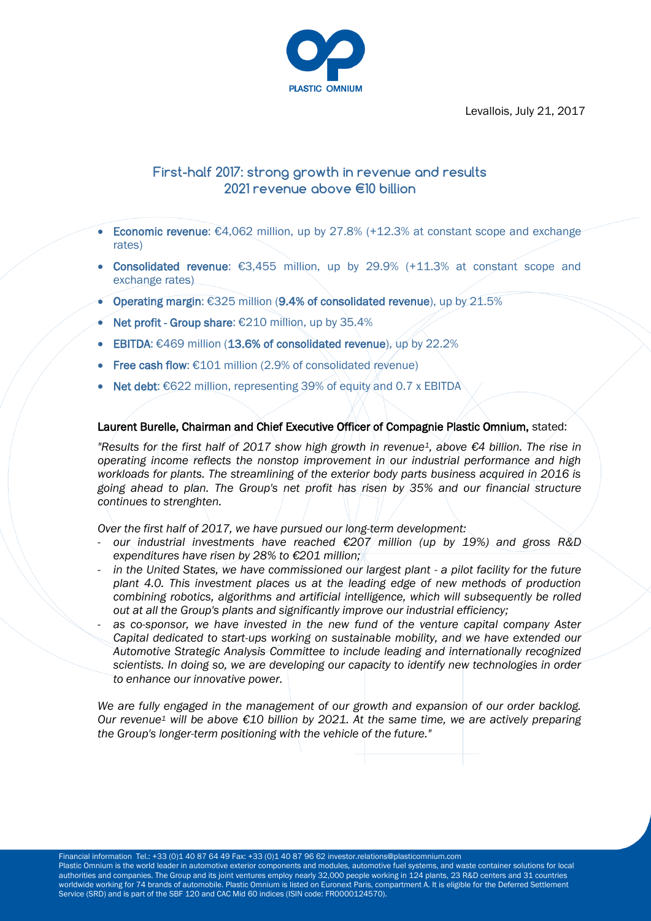PLASTIC OMNIUM

Levallois, July 21, 2017

# First-half 2017: strong growth in revenue and results
# 2021 revenue above €10 billion

- **Economic revenue**: €4,062 million, up by 27.8% (+12.3% at constant scope and exchange rates)
- **Consolidated revenue**: €3,455 million, up by 29.9% (+11.3% at constant scope and exchange rates)
- **Operating margin**: €325 million (**9.4% of consolidated revenue**), up by 21.5%
- **Net profit - Group share**: €210 million, up by 35.4%
- **EBITDA**: €469 million (**13.6% of consolidated revenue**), up by 22.2%
- **Free cash flow**: €101 million (2.9% of consolidated revenue)
- **Net debt**: €622 million, representing 39% of equity and 0.7 x EBITDA

**Laurent Burelle, Chairman and Chief Executive Officer of Compagnie Plastic Omnium,** stated:

*"Results for the first half of 2017 show high growth in revenue[1], above €4 billion. The rise in operating income reflects the nonstop improvement in our industrial performance and high workloads for plants. The streamlining of the exterior body parts business acquired in 2016 is going ahead to plan. The Group's net profit has risen by 35% and our financial structure continues to strenghten.*

*Over the first half of 2017, we have pursued our long-term development:*

- *our industrial investments have reached €207 million (up by 19%) and gross R&D expenditures have risen by 28% to €201 million;*
- *in the United States, we have commissioned our largest plant - a pilot facility for the future plant 4.0. This investment places us at the leading edge of new methods of production combining robotics, algorithms and artificial intelligence, which will subsequently be rolled out at all the Group's plants and significantly improve our industrial efficiency;*
- *as co-sponsor, we have invested in the new fund of the venture capital company Aster Capital dedicated to start-ups working on sustainable mobility, and we have extended our Automotive Strategic Analysis Committee to include leading and internationally recognized scientists. In doing so, we are developing our capacity to identify new technologies in order to enhance our innovative power.*

*We are fully engaged in the management of our growth and expansion of our order backlog. Our revenue[1] will be above €10 billion by 2021. At the same time, we are actively preparing the Group's longer-term positioning with the vehicle of the future."*

Financial information Tel.: +33 (0)1 40 87 64 49 Fax: +33 (0)1 40 87 96 62 investor.relations@plasticomnium.com
Plastic Omnium is the world leader in automotive exterior components and modules, automotive fuel systems, and waste container solutions for local authorities and companies. The Group and its joint ventures employ nearly 32,000 people working in 124 plants, 23 R&D centers and 31 countries worldwide working for 74 brands of automobile. Plastic Omnium is listed on Euronext Paris, compartment A. It is eligible for the Deferred Settlement Service (SRD) and is part of the SBF 120 and CAC Mid 60 indices (ISIN code: FR0000124570).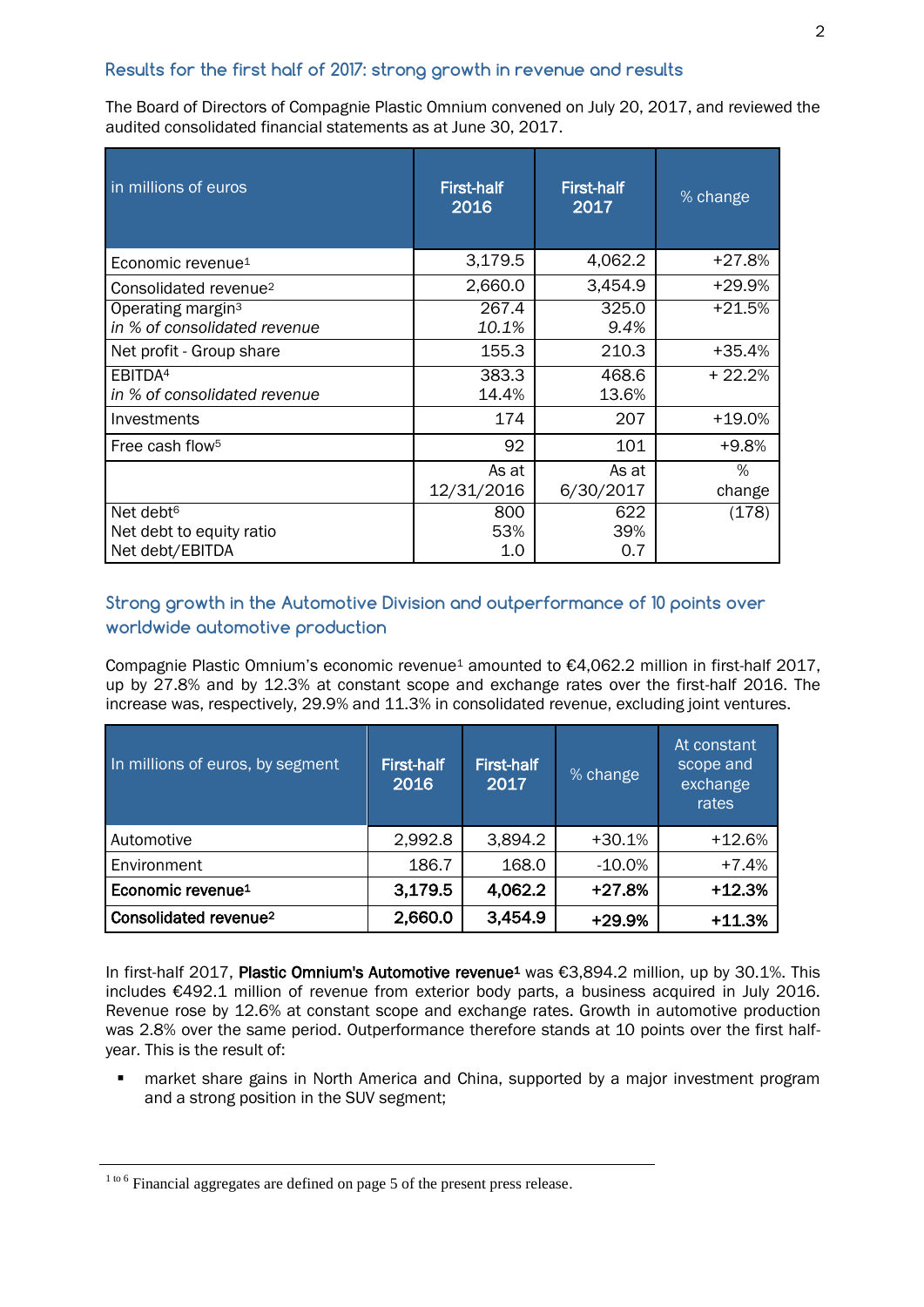## Results for the first half of 2017: strong growth in revenue and results

The Board of Directors of Compagnie Plastic Omnium convened on July 20, 2017, and reviewed the audited consolidated financial statements as at June 30, 2017.

| in millions of euros | First-half 2016 | First-half 2017 | % change |
|---|---|---|---|
| Economic revenue[1] | 3,179.5 | 4,062.2 | +27.8% |
| Consolidated revenue[2] | 2,660.0 | 3,454.9 | +29.9% |
| Operating margin[3]<br>*in % of consolidated revenue* | 267.4<br>*10.1%* | 325.0<br>*9.4%* | +21.5% |
| Net profit - Group share | 155.3 | 210.3 | +35.4% |
| EBITDA[4]<br>*in % of consolidated revenue* | 383.3<br>14.4% | 468.6<br>13.6% | + 22.2% |
| Investments | 174 | 207 | +19.0% |
| Free cash flow[5] | 92 | 101 | +9.8% |
| | As at 12/31/2016 | As at 6/30/2017 | % change |
| Net debt[6]<br>Net debt to equity ratio<br>Net debt/EBITDA | 800<br>53%<br>1.0 | 622<br>39%<br>0.7 | (178) |

## Strong growth in the Automotive Division and outperformance of 10 points over worldwide automotive production

Compagnie Plastic Omnium's economic revenue[1] amounted to €4,062.2 million in first-half 2017, up by 27.8% and by 12.3% at constant scope and exchange rates over the first-half 2016. The increase was, respectively, 29.9% and 11.3% in consolidated revenue, excluding joint ventures.

| In millions of euros, by segment | First-half 2016 | First-half 2017 | % change | At constant scope and exchange rates |
|---|---|---|---|---|
| Automotive | 2,992.8 | 3,894.2 | +30.1% | +12.6% |
| Environment | 186.7 | 168.0 | -10.0% | +7.4% |
| **Economic revenue[1]** | **3,179.5** | **4,062.2** | **+27.8%** | **+12.3%** |
| **Consolidated revenue[2]** | **2,660.0** | **3,454.9** | **+29.9%** | **+11.3%** |

In first-half 2017, **Plastic Omnium's Automotive revenue[1]** was €3,894.2 million, up by 30.1%. This includes €492.1 million of revenue from exterior body parts, a business acquired in July 2016. Revenue rose by 12.6% at constant scope and exchange rates. Growth in automotive production was 2.8% over the same period. Outperformance therefore stands at 10 points over the first half-year. This is the result of:

- market share gains in North America and China, supported by a major investment program and a strong position in the SUV segment;

[1 to 6] Financial aggregates are defined on page 5 of the present press release.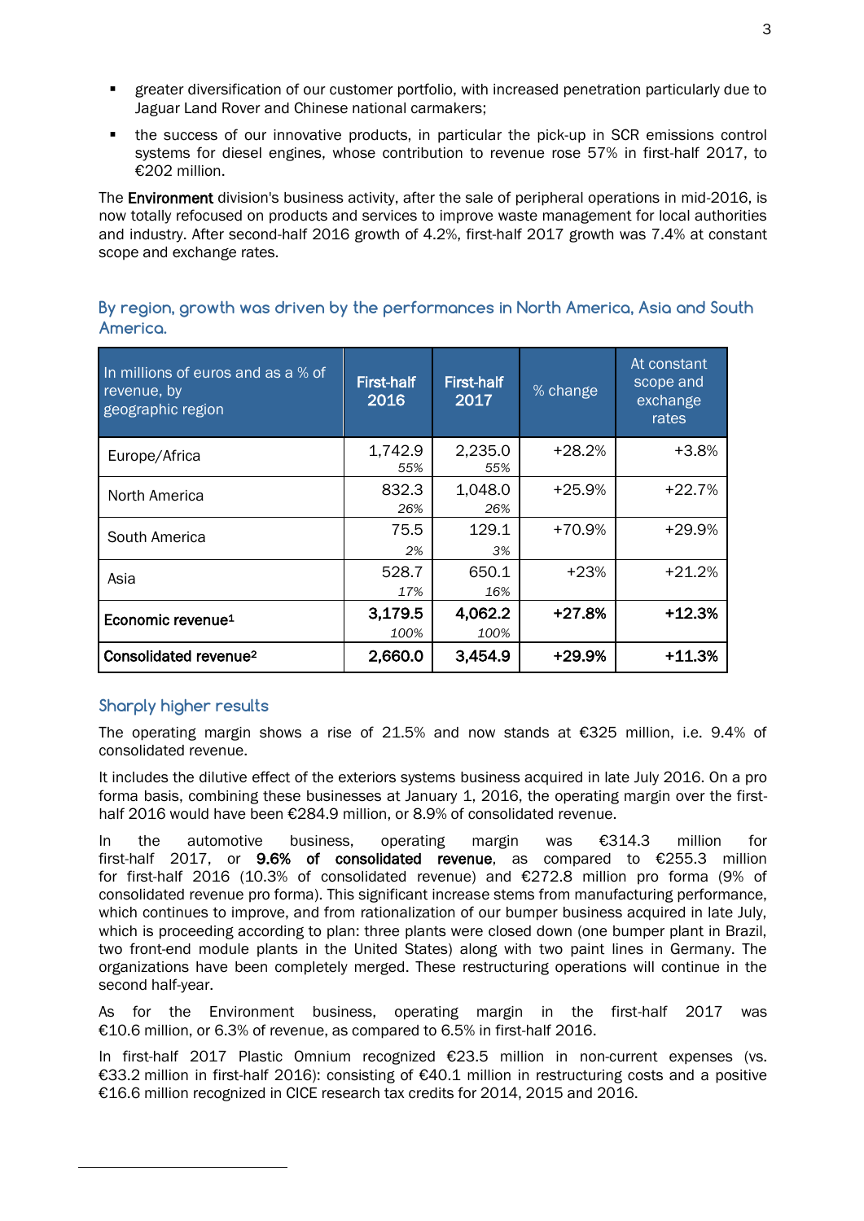- greater diversification of our customer portfolio, with increased penetration particularly due to Jaguar Land Rover and Chinese national carmakers;
- the success of our innovative products, in particular the pick-up in SCR emissions control systems for diesel engines, whose contribution to revenue rose 57% in first-half 2017, to €202 million.

The **Environment** division's business activity, after the sale of peripheral operations in mid-2016, is now totally refocused on products and services to improve waste management for local authorities and industry. After second-half 2016 growth of 4.2%, first-half 2017 growth was 7.4% at constant scope and exchange rates.

## By region, growth was driven by the performances in North America, Asia and South America.

| In millions of euros and as a % of revenue, by geographic region | First-half 2016 | First-half 2017 | % change | At constant scope and exchange rates |
|---|---|---|---|---|
| Europe/Africa | 1,742.9 *55%* | 2,235.0 *55%* | +28.2% | +3.8% |
| North America | 832.3 *26%* | 1,048.0 *26%* | +25.9% | +22.7% |
| South America | 75.5 *2%* | 129.1 *3%* | +70.9% | +29.9% |
| Asia | 528.7 *17%* | 650.1 *16%* | +23% | +21.2% |
| **Economic revenue[1]** | **3,179.5** *100%* | **4,062.2** *100%* | **+27.8%** | **+12.3%** |
| **Consolidated revenue[2]** | **2,660.0** | **3,454.9** | **+29.9%** | **+11.3%** |

## Sharply higher results

The operating margin shows a rise of 21.5% and now stands at €325 million, i.e. 9.4% of consolidated revenue.

It includes the dilutive effect of the exteriors systems business acquired in late July 2016. On a pro forma basis, combining these businesses at January 1, 2016, the operating margin over the first-half 2016 would have been €284.9 million, or 8.9% of consolidated revenue.

In the automotive business, operating margin was €314.3 million for first-half 2017, or **9.6% of consolidated revenue**, as compared to €255.3 million for first-half 2016 (10.3% of consolidated revenue) and €272.8 million pro forma (9% of consolidated revenue pro forma). This significant increase stems from manufacturing performance, which continues to improve, and from rationalization of our bumper business acquired in late July, which is proceeding according to plan: three plants were closed down (one bumper plant in Brazil, two front-end module plants in the United States) along with two paint lines in Germany. The organizations have been completely merged. These restructuring operations will continue in the second half-year.

As for the Environment business, operating margin in the first-half 2017 was €10.6 million, or 6.3% of revenue, as compared to 6.5% in first-half 2016.

In first-half 2017 Plastic Omnium recognized €23.5 million in non-current expenses (vs. €33.2 million in first-half 2016): consisting of €40.1 million in restructuring costs and a positive €16.6 million recognized in CICE research tax credits for 2014, 2015 and 2016.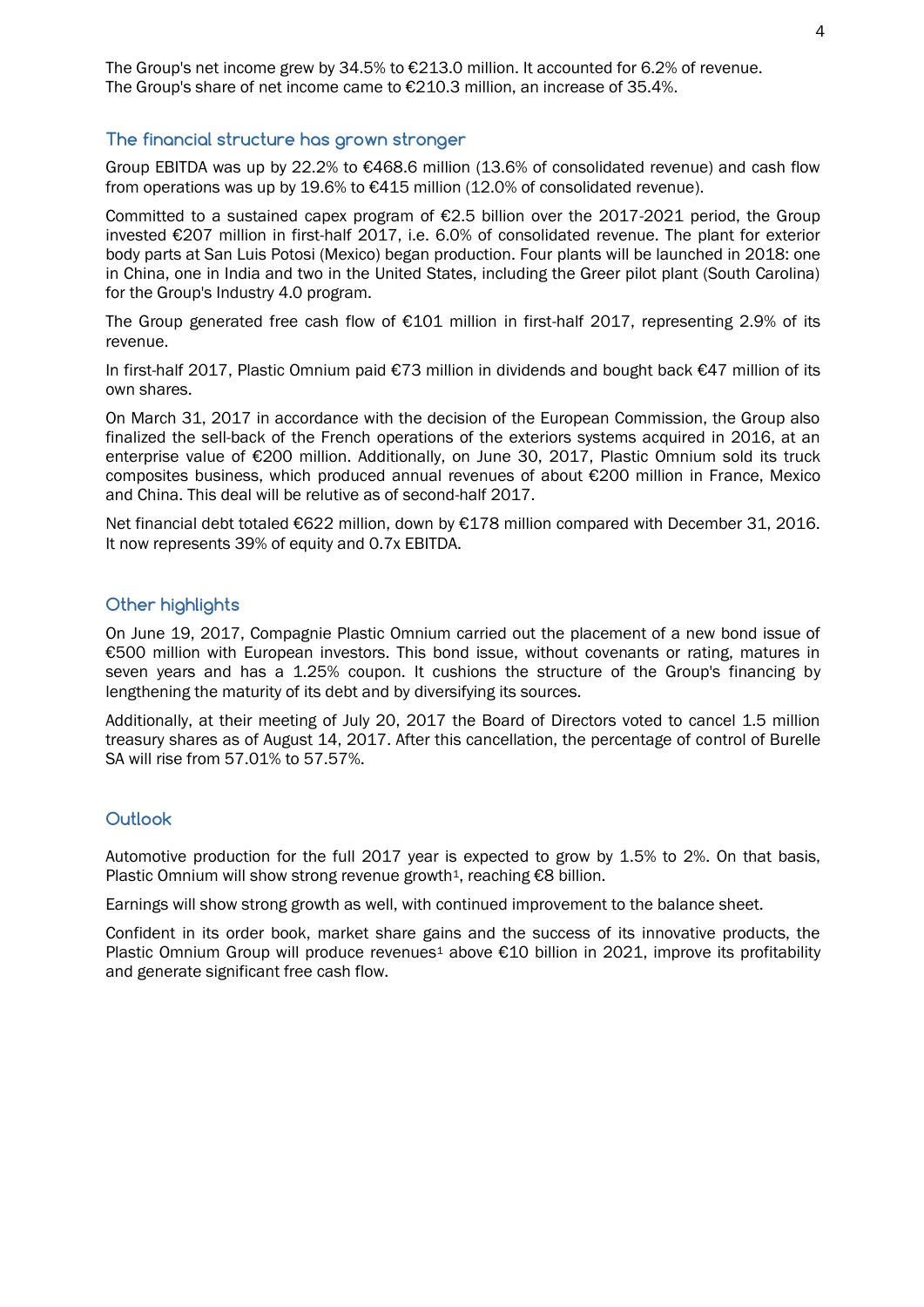The Group's net income grew by 34.5% to €213.0 million. It accounted for 6.2% of revenue.
The Group's share of net income came to €210.3 million, an increase of 35.4%.

## The financial structure has grown stronger

Group EBITDA was up by 22.2% to €468.6 million (13.6% of consolidated revenue) and cash flow from operations was up by 19.6% to €415 million (12.0% of consolidated revenue).

Committed to a sustained capex program of €2.5 billion over the 2017-2021 period, the Group invested €207 million in first-half 2017, i.e. 6.0% of consolidated revenue. The plant for exterior body parts at San Luis Potosi (Mexico) began production. Four plants will be launched in 2018: one in China, one in India and two in the United States, including the Greer pilot plant (South Carolina) for the Group's Industry 4.0 program.

The Group generated free cash flow of €101 million in first-half 2017, representing 2.9% of its revenue.

In first-half 2017, Plastic Omnium paid €73 million in dividends and bought back €47 million of its own shares.

On March 31, 2017 in accordance with the decision of the European Commission, the Group also finalized the sell-back of the French operations of the exteriors systems acquired in 2016, at an enterprise value of €200 million. Additionally, on June 30, 2017, Plastic Omnium sold its truck composites business, which produced annual revenues of about €200 million in France, Mexico and China. This deal will be relutive as of second-half 2017.

Net financial debt totaled €622 million, down by €178 million compared with December 31, 2016. It now represents 39% of equity and 0.7x EBITDA.

## Other highlights

On June 19, 2017, Compagnie Plastic Omnium carried out the placement of a new bond issue of €500 million with European investors. This bond issue, without covenants or rating, matures in seven years and has a 1.25% coupon. It cushions the structure of the Group's financing by lengthening the maturity of its debt and by diversifying its sources.

Additionally, at their meeting of July 20, 2017 the Board of Directors voted to cancel 1.5 million treasury shares as of August 14, 2017. After this cancellation, the percentage of control of Burelle SA will rise from 57.01% to 57.57%.

## Outlook

Automotive production for the full 2017 year is expected to grow by 1.5% to 2%. On that basis, Plastic Omnium will show strong revenue growth[1], reaching €8 billion.

Earnings will show strong growth as well, with continued improvement to the balance sheet.

Confident in its order book, market share gains and the success of its innovative products, the Plastic Omnium Group will produce revenues[1] above €10 billion in 2021, improve its profitability and generate significant free cash flow.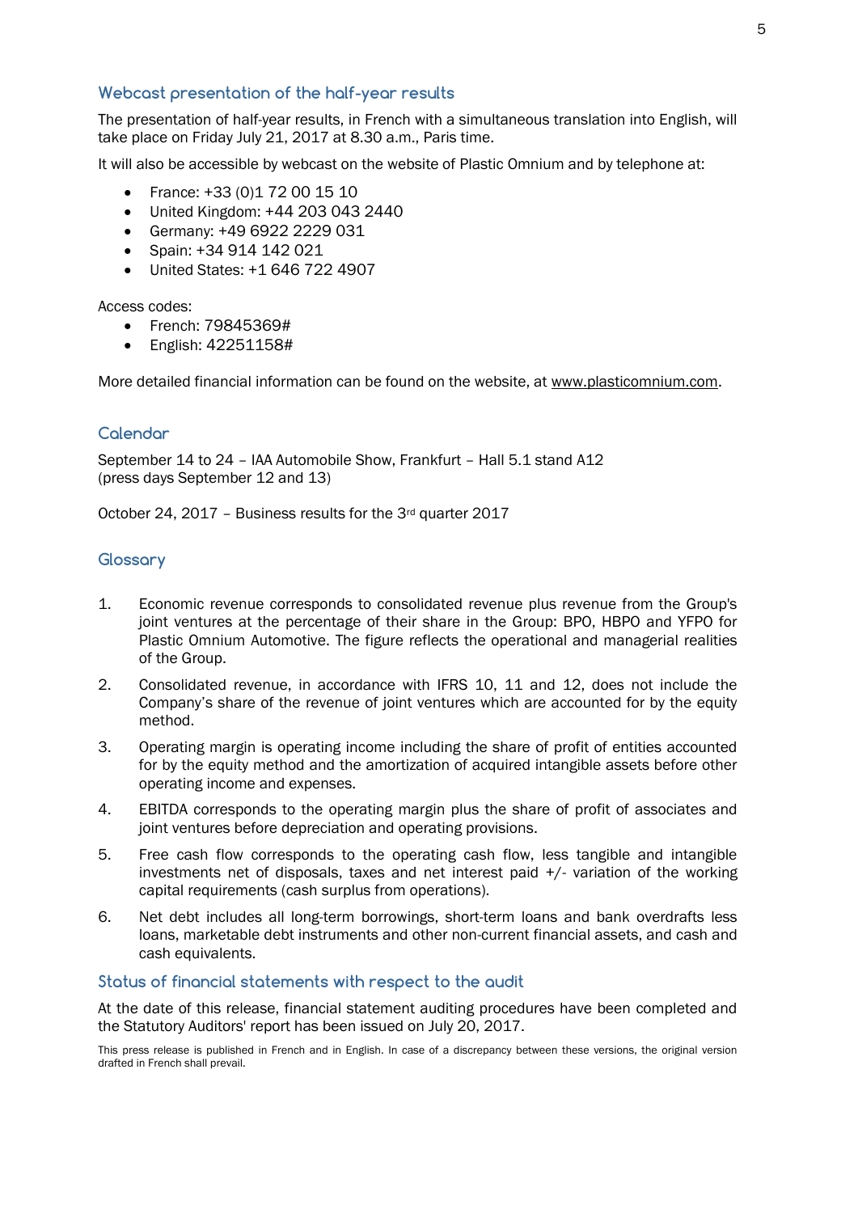## Webcast presentation of the half-year results

The presentation of half-year results, in French with a simultaneous translation into English, will take place on Friday July 21, 2017 at 8.30 a.m., Paris time.

It will also be accessible by webcast on the website of Plastic Omnium and by telephone at:

- France: +33 (0)1 72 00 15 10
- United Kingdom: +44 203 043 2440
- Germany: +49 6922 2229 031
- Spain: +34 914 142 021
- United States: +1 646 722 4907

Access codes:

- French: 79845369#
- English: 42251158#

More detailed financial information can be found on the website, at www.plasticomnium.com.

## Calendar

September 14 to 24 – IAA Automobile Show, Frankfurt – Hall 5.1 stand A12
(press days September 12 and 13)

October 24, 2017 – Business results for the 3rd quarter 2017

## Glossary

1. Economic revenue corresponds to consolidated revenue plus revenue from the Group's joint ventures at the percentage of their share in the Group: BPO, HBPO and YFPO for Plastic Omnium Automotive. The figure reflects the operational and managerial realities of the Group.
2. Consolidated revenue, in accordance with IFRS 10, 11 and 12, does not include the Company's share of the revenue of joint ventures which are accounted for by the equity method.
3. Operating margin is operating income including the share of profit of entities accounted for by the equity method and the amortization of acquired intangible assets before other operating income and expenses.
4. EBITDA corresponds to the operating margin plus the share of profit of associates and joint ventures before depreciation and operating provisions.
5. Free cash flow corresponds to the operating cash flow, less tangible and intangible investments net of disposals, taxes and net interest paid +/- variation of the working capital requirements (cash surplus from operations).
6. Net debt includes all long-term borrowings, short-term loans and bank overdrafts less loans, marketable debt instruments and other non-current financial assets, and cash and cash equivalents.

## Status of financial statements with respect to the audit

At the date of this release, financial statement auditing procedures have been completed and the Statutory Auditors' report has been issued on July 20, 2017.

This press release is published in French and in English. In case of a discrepancy between these versions, the original version drafted in French shall prevail.